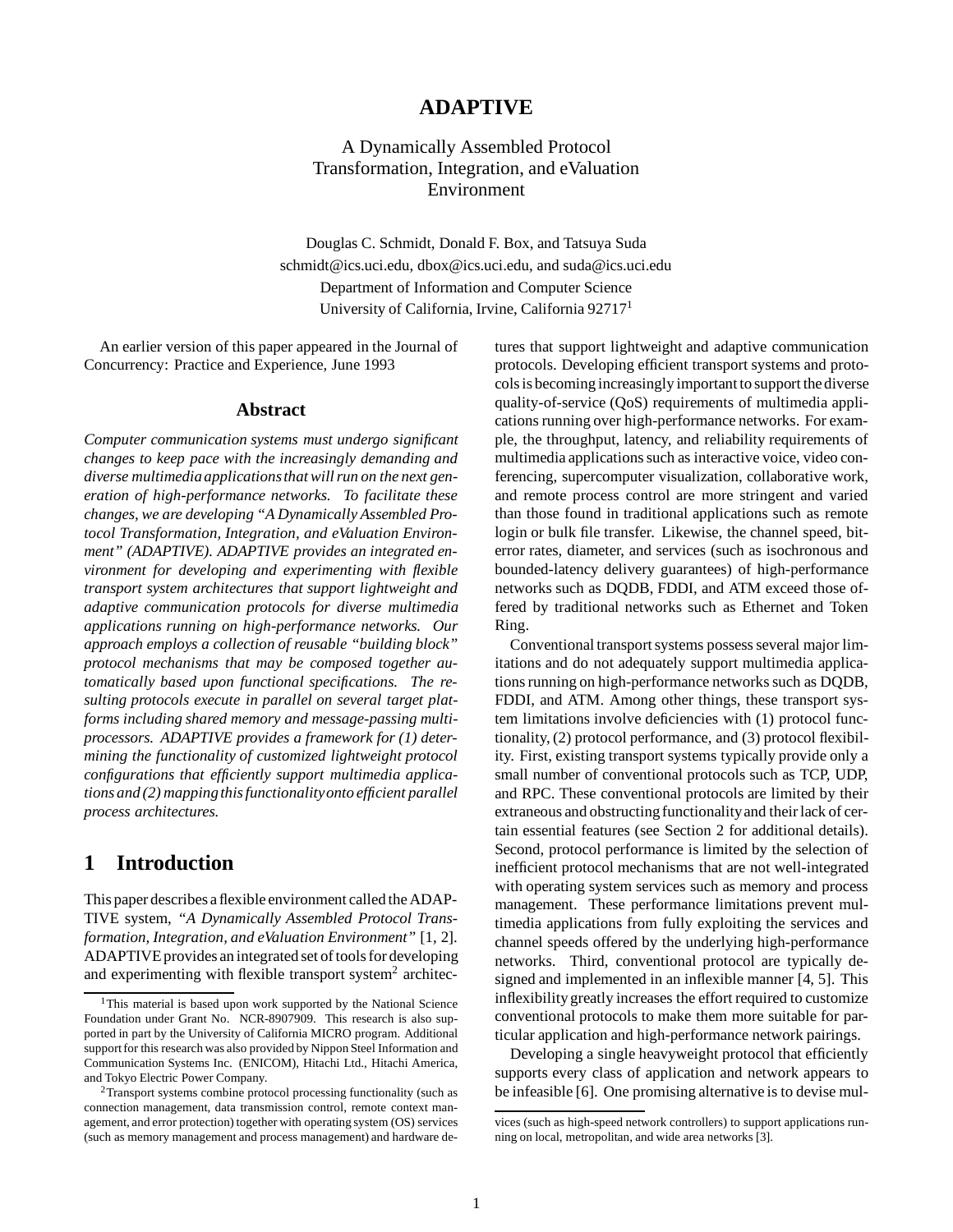# ADAPTIVE

A Dynamically Assembled Protocol
Transformation, Integration, and eValuation
Environment

Douglas C. Schmidt, Donald F. Box, and Tatsuya Suda
schmidt@ics.uci.edu, dbox@ics.uci.edu, and suda@ics.uci.edu
Department of Information and Computer Science
University of California, Irvine, California 92717[1]

An earlier version of this paper appeared in the Journal of Concurrency: Practice and Experience, June 1993

## Abstract

*Computer communication systems must undergo significant changes to keep pace with the increasingly demanding and diverse multimedia applications that will run on the next generation of high-performance networks. To facilitate these changes, we are developing "A Dynamically Assembled Protocol Transformation, Integration, and eValuation Environment" (ADAPTIVE). ADAPTIVE provides an integrated environment for developing and experimenting with flexible transport system architectures that support lightweight and adaptive communication protocols for diverse multimedia applications running on high-performance networks. Our approach employs a collection of reusable "building block" protocol mechanisms that may be composed together automatically based upon functional specifications. The resulting protocols execute in parallel on several target platforms including shared memory and message-passing multiprocessors. ADAPTIVE provides a framework for (1) determining the functionality of customized lightweight protocol configurations that efficiently support multimedia applications and (2) mapping this functionality onto efficient parallel process architectures.*

## 1 Introduction

This paper describes a flexible environment called the ADAPTIVE system, *"A Dynamically Assembled Protocol Transformation, Integration, and eValuation Environment"* [1, 2]. ADAPTIVE provides an integrated set of tools for developing and experimenting with flexible transport system[2] architectures that support lightweight and adaptive communication protocols. Developing efficient transport systems and protocols is becoming increasingly important to support the diverse quality-of-service (QoS) requirements of multimedia applications running over high-performance networks. For example, the throughput, latency, and reliability requirements of multimedia applications such as interactive voice, video conferencing, supercomputer visualization, collaborative work, and remote process control are more stringent and varied than those found in traditional applications such as remote login or bulk file transfer. Likewise, the channel speed, bit-error rates, diameter, and services (such as isochronous and bounded-latency delivery guarantees) of high-performance networks such as DQDB, FDDI, and ATM exceed those offered by traditional networks such as Ethernet and Token Ring.

Conventional transport systems possess several major limitations and do not adequately support multimedia applications running on high-performance networks such as DQDB, FDDI, and ATM. Among other things, these transport system limitations involve deficiencies with (1) protocol functionality, (2) protocol performance, and (3) protocol flexibility. First, existing transport systems typically provide only a small number of conventional protocols such as TCP, UDP, and RPC. These conventional protocols are limited by their extraneous and obstructing functionality and their lack of certain essential features (see Section 2 for additional details). Second, protocol performance is limited by the selection of inefficient protocol mechanisms that are not well-integrated with operating system services such as memory and process management. These performance limitations prevent multimedia applications from fully exploiting the services and channel speeds offered by the underlying high-performance networks. Third, conventional protocol are typically designed and implemented in an inflexible manner [4, 5]. This inflexibility greatly increases the effort required to customize conventional protocols to make them more suitable for particular application and high-performance network pairings.

Developing a single heavyweight protocol that efficiently supports every class of application and network appears to be infeasible [6]. One promising alternative is to devise mul-

[1] This material is based upon work supported by the National Science Foundation under Grant No. NCR-8907909. This research is also supported in part by the University of California MICRO program. Additional support for this research was also provided by Nippon Steel Information and Communication Systems Inc. (ENICOM), Hitachi Ltd., Hitachi America, and Tokyo Electric Power Company.

[2] Transport systems combine protocol processing functionality (such as connection management, data transmission control, remote context management, and error protection) together with operating system (OS) services (such as memory management and process management) and hardware devices (such as high-speed network controllers) to support applications running on local, metropolitan, and wide area networks [3].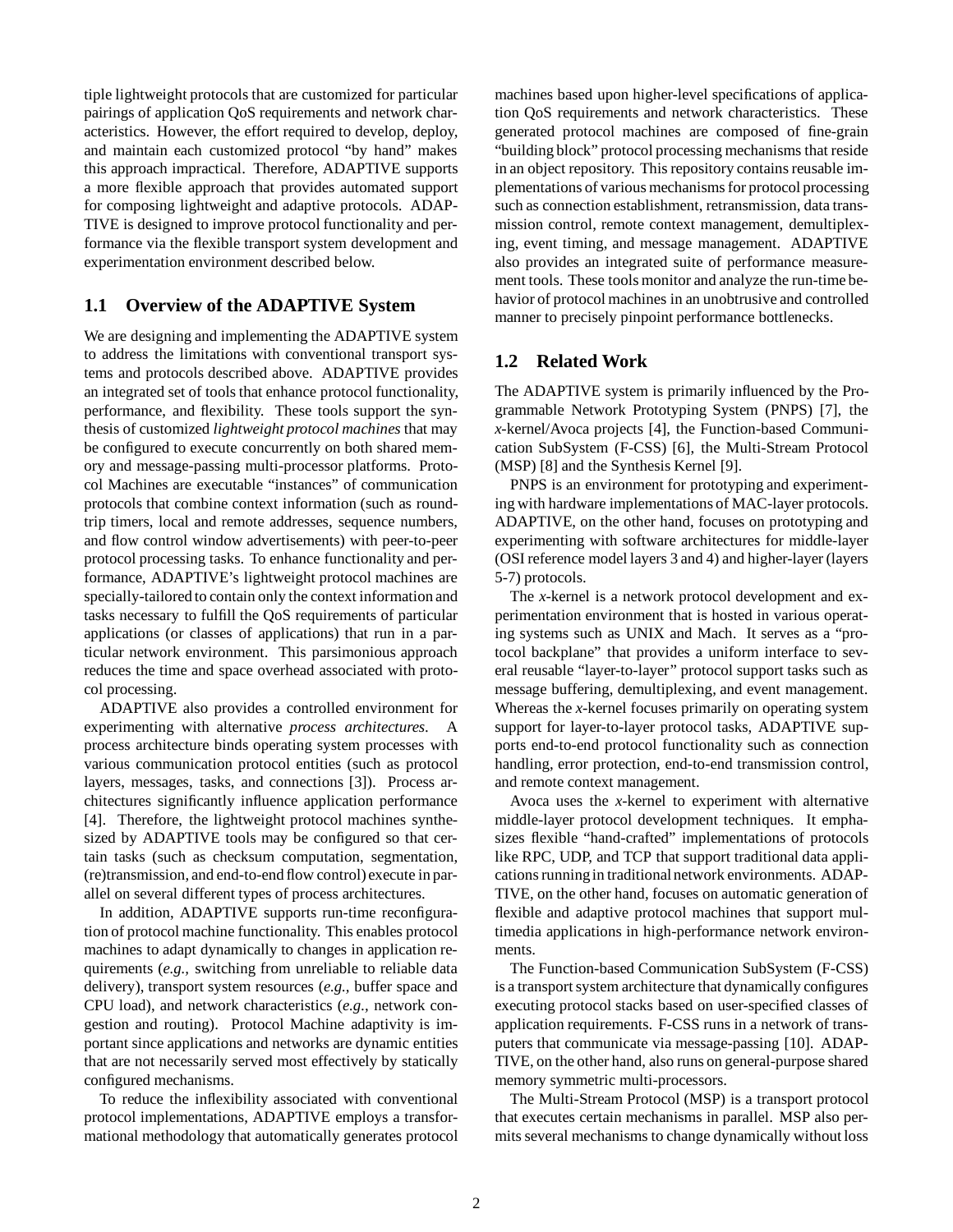tiple lightweight protocols that are customized for particular pairings of application QoS requirements and network characteristics. However, the effort required to develop, deploy, and maintain each customized protocol "by hand" makes this approach impractical. Therefore, ADAPTIVE supports a more flexible approach that provides automated support for composing lightweight and adaptive protocols. ADAPTIVE is designed to improve protocol functionality and performance via the flexible transport system development and experimentation environment described below.

## 1.1 Overview of the ADAPTIVE System

We are designing and implementing the ADAPTIVE system to address the limitations with conventional transport systems and protocols described above. ADAPTIVE provides an integrated set of tools that enhance protocol functionality, performance, and flexibility. These tools support the synthesis of customized *lightweight protocol machines* that may be configured to execute concurrently on both shared memory and message-passing multi-processor platforms. Protocol Machines are executable "instances" of communication protocols that combine context information (such as round-trip timers, local and remote addresses, sequence numbers, and flow control window advertisements) with peer-to-peer protocol processing tasks. To enhance functionality and performance, ADAPTIVE's lightweight protocol machines are specially-tailored to contain only the context information and tasks necessary to fulfill the QoS requirements of particular applications (or classes of applications) that run in a particular network environment. This parsimonious approach reduces the time and space overhead associated with protocol processing.

ADAPTIVE also provides a controlled environment for experimenting with alternative *process architectures*. A process architecture binds operating system processes with various communication protocol entities (such as protocol layers, messages, tasks, and connections [3]). Process architectures significantly influence application performance [4]. Therefore, the lightweight protocol machines synthesized by ADAPTIVE tools may be configured so that certain tasks (such as checksum computation, segmentation, (re)transmission, and end-to-end flow control) execute in parallel on several different types of process architectures.

In addition, ADAPTIVE supports run-time reconfiguration of protocol machine functionality. This enables protocol machines to adapt dynamically to changes in application requirements (*e.g.,* switching from unreliable to reliable data delivery), transport system resources (*e.g.,* buffer space and CPU load), and network characteristics (*e.g.,* network congestion and routing). Protocol Machine adaptivity is important since applications and networks are dynamic entities that are not necessarily served most effectively by statically configured mechanisms.

To reduce the inflexibility associated with conventional protocol implementations, ADAPTIVE employs a transformational methodology that automatically generates protocol machines based upon higher-level specifications of application QoS requirements and network characteristics. These generated protocol machines are composed of fine-grain "building block" protocol processing mechanisms that reside in an object repository. This repository contains reusable implementations of various mechanisms for protocol processing such as connection establishment, retransmission, data transmission control, remote context management, demultiplexing, event timing, and message management. ADAPTIVE also provides an integrated suite of performance measurement tools. These tools monitor and analyze the run-time behavior of protocol machines in an unobtrusive and controlled manner to precisely pinpoint performance bottlenecks.

## 1.2 Related Work

The ADAPTIVE system is primarily influenced by the Programmable Network Prototyping System (PNPS) [7], the *x*-kernel/Avoca projects [4], the Function-based Communication SubSystem (F-CSS) [6], the Multi-Stream Protocol (MSP) [8] and the Synthesis Kernel [9].

PNPS is an environment for prototyping and experimenting with hardware implementations of MAC-layer protocols. ADAPTIVE, on the other hand, focuses on prototyping and experimenting with software architectures for middle-layer (OSI reference model layers 3 and 4) and higher-layer (layers 5-7) protocols.

The *x*-kernel is a network protocol development and experimentation environment that is hosted in various operating systems such as UNIX and Mach. It serves as a "protocol backplane" that provides a uniform interface to several reusable "layer-to-layer" protocol support tasks such as message buffering, demultiplexing, and event management. Whereas the *x*-kernel focuses primarily on operating system support for layer-to-layer protocol tasks, ADAPTIVE supports end-to-end protocol functionality such as connection handling, error protection, end-to-end transmission control, and remote context management.

Avoca uses the *x*-kernel to experiment with alternative middle-layer protocol development techniques. It emphasizes flexible "hand-crafted" implementations of protocols like RPC, UDP, and TCP that support traditional data applications running in traditional network environments. ADAPTIVE, on the other hand, focuses on automatic generation of flexible and adaptive protocol machines that support multimedia applications in high-performance network environments.

The Function-based Communication SubSystem (F-CSS) is a transport system architecture that dynamically configures executing protocol stacks based on user-specified classes of application requirements. F-CSS runs in a network of transputers that communicate via message-passing [10]. ADAPTIVE, on the other hand, also runs on general-purpose shared memory symmetric multi-processors.

The Multi-Stream Protocol (MSP) is a transport protocol that executes certain mechanisms in parallel. MSP also permits several mechanisms to change dynamically without loss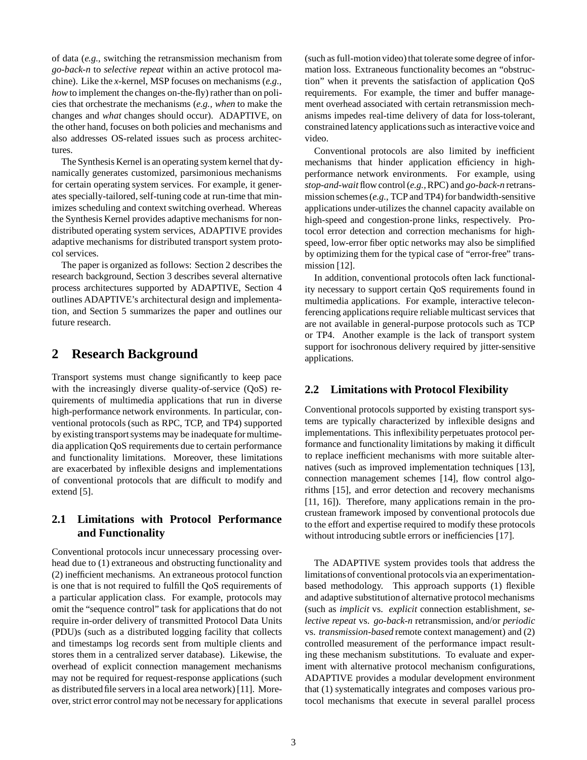of data (*e.g.,* switching the retransmission mechanism from *go-back-n* to *selective repeat* within an active protocol machine). Like the *x*-kernel, MSP focuses on mechanisms (*e.g., how* to implement the changes on-the-fly) rather than on policies that orchestrate the mechanisms (*e.g., when* to make the changes and *what* changes should occur). ADAPTIVE, on the other hand, focuses on both policies and mechanisms and also addresses OS-related issues such as process architectures.

The Synthesis Kernel is an operating system kernel that dynamically generates customized, parsimonious mechanisms for certain operating system services. For example, it generates specially-tailored, self-tuning code at run-time that minimizes scheduling and context switching overhead. Whereas the Synthesis Kernel provides adaptive mechanisms for non-distributed operating system services, ADAPTIVE provides adaptive mechanisms for distributed transport system protocol services.

The paper is organized as follows: Section 2 describes the research background, Section 3 describes several alternative process architectures supported by ADAPTIVE, Section 4 outlines ADAPTIVE's architectural design and implementation, and Section 5 summarizes the paper and outlines our future research.

# 2 Research Background

Transport systems must change significantly to keep pace with the increasingly diverse quality-of-service (QoS) requirements of multimedia applications that run in diverse high-performance network environments. In particular, conventional protocols (such as RPC, TCP, and TP4) supported by existing transport systems may be inadequate for multimedia application QoS requirements due to certain performance and functionality limitations. Moreover, these limitations are exacerbated by inflexible designs and implementations of conventional protocols that are difficult to modify and extend [5].

## 2.1 Limitations with Protocol Performance and Functionality

Conventional protocols incur unnecessary processing overhead due to (1) extraneous and obstructing functionality and (2) inefficient mechanisms. An extraneous protocol function is one that is not required to fulfill the QoS requirements of a particular application class. For example, protocols may omit the "sequence control" task for applications that do not require in-order delivery of transmitted Protocol Data Units (PDU)s (such as a distributed logging facility that collects and timestamps log records sent from multiple clients and stores them in a centralized server database). Likewise, the overhead of explicit connection management mechanisms may not be required for request-response applications (such as distributed file servers in a local area network) [11]. Moreover, strict error control may not be necessary for applications (such as full-motion video) that tolerate some degree of information loss. Extraneous functionality becomes an "obstruction" when it prevents the satisfaction of application QoS requirements. For example, the timer and buffer management overhead associated with certain retransmission mechanisms impedes real-time delivery of data for loss-tolerant, constrained latency applications such as interactive voice and video.

Conventional protocols are also limited by inefficient mechanisms that hinder application efficiency in high-performance network environments. For example, using *stop-and-wait* flow control (*e.g.,* RPC) and *go-back-n* retransmission schemes (*e.g.,* TCP and TP4) for bandwidth-sensitive applications under-utilizes the channel capacity available on high-speed and congestion-prone links, respectively. Protocol error detection and correction mechanisms for high-speed, low-error fiber optic networks may also be simplified by optimizing them for the typical case of "error-free" transmission [12].

In addition, conventional protocols often lack functionality necessary to support certain QoS requirements found in multimedia applications. For example, interactive teleconferencing applications require reliable multicast services that are not available in general-purpose protocols such as TCP or TP4. Another example is the lack of transport system support for isochronous delivery required by jitter-sensitive applications.

## 2.2 Limitations with Protocol Flexibility

Conventional protocols supported by existing transport systems are typically characterized by inflexible designs and implementations. This inflexibility perpetuates protocol performance and functionality limitations by making it difficult to replace inefficient mechanisms with more suitable alternatives (such as improved implementation techniques [13], connection management schemes [14], flow control algorithms [15], and error detection and recovery mechanisms [11, 16]). Therefore, many applications remain in the procrustean framework imposed by conventional protocols due to the effort and expertise required to modify these protocols without introducing subtle errors or inefficiencies [17].

The ADAPTIVE system provides tools that address the limitations of conventional protocols via an experimentation-based methodology. This approach supports (1) flexible and adaptive substitution of alternative protocol mechanisms (such as *implicit* vs. *explicit* connection establishment, *selective repeat* vs. *go-back-n* retransmission, and/or *periodic* vs. *transmission-based* remote context management) and (2) controlled measurement of the performance impact resulting these mechanism substitutions. To evaluate and experiment with alternative protocol mechanism configurations, ADAPTIVE provides a modular development environment that (1) systematically integrates and composes various protocol mechanisms that execute in several parallel process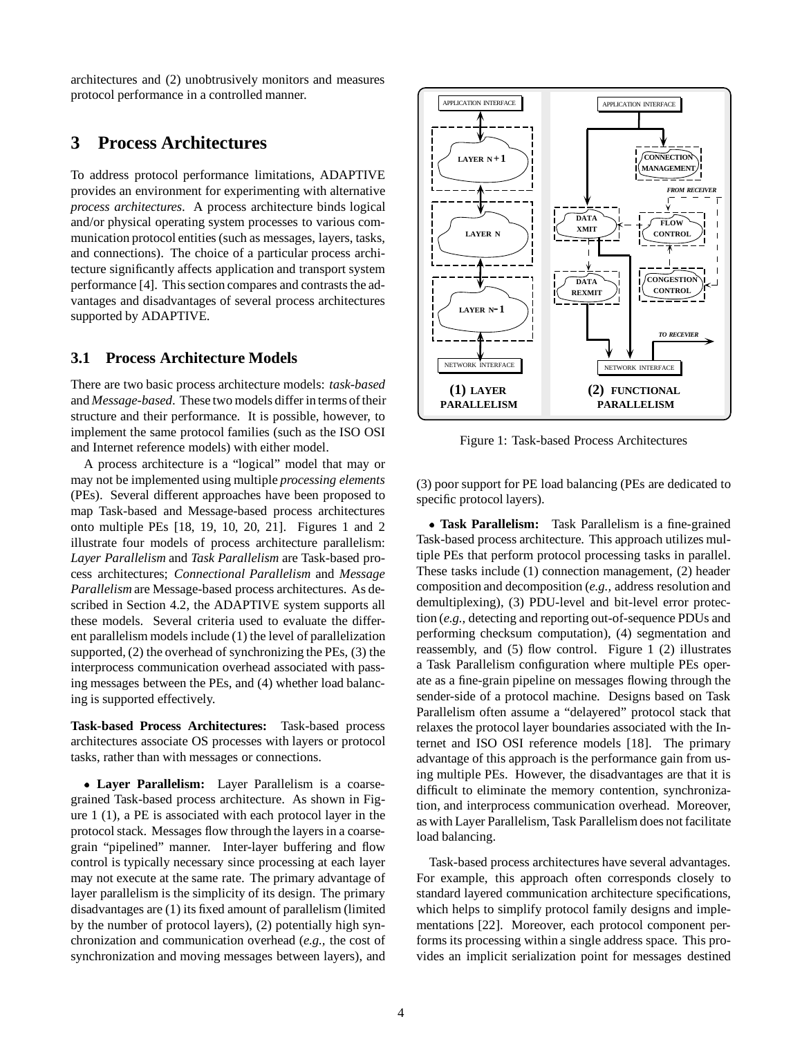architectures and (2) unobtrusively monitors and measures protocol performance in a controlled manner.

# 3 Process Architectures

To address protocol performance limitations, ADAPTIVE provides an environment for experimenting with alternative *process architectures*. A process architecture binds logical and/or physical operating system processes to various communication protocol entities (such as messages, layers, tasks, and connections). The choice of a particular process architecture significantly affects application and transport system performance [4]. This section compares and contrasts the advantages and disadvantages of several process architectures supported by ADAPTIVE.

## 3.1 Process Architecture Models

There are two basic process architecture models: *task-based* and *Message-based*. These two models differ in terms of their structure and their performance. It is possible, however, to implement the same protocol families (such as the ISO OSI and Internet reference models) with either model.

A process architecture is a "logical" model that may or may not be implemented using multiple *processing elements* (PEs). Several different approaches have been proposed to map Task-based and Message-based process architectures onto multiple PEs [18, 19, 10, 20, 21]. Figures 1 and 2 illustrate four models of process architecture parallelism: *Layer Parallelism* and *Task Parallelism* are Task-based process architectures; *Connectional Parallelism* and *Message Parallelism* are Message-based process architectures. As described in Section 4.2, the ADAPTIVE system supports all these models. Several criteria used to evaluate the different parallelism models include (1) the level of parallelization supported, (2) the overhead of synchronizing the PEs, (3) the interprocess communication overhead associated with passing messages between the PEs, and (4) whether load balancing is supported effectively.

**Task-based Process Architectures:** Task-based process architectures associate OS processes with layers or protocol tasks, rather than with messages or connections.

- **Layer Parallelism:** Layer Parallelism is a coarse-grained Task-based process architecture. As shown in Figure 1 (1), a PE is associated with each protocol layer in the protocol stack. Messages flow through the layers in a coarse-grain "pipelined" manner. Inter-layer buffering and flow control is typically necessary since processing at each layer may not execute at the same rate. The primary advantage of layer parallelism is the simplicity of its design. The primary disadvantages are (1) its fixed amount of parallelism (limited by the number of protocol layers), (2) potentially high synchronization and communication overhead (*e.g.,* the cost of synchronization and moving messages between layers), and (3) poor support for PE load balancing (PEs are dedicated to specific protocol layers).

Figure 1: Task-based Process Architectures

- **Task Parallelism:** Task Parallelism is a fine-grained Task-based process architecture. This approach utilizes multiple PEs that perform protocol processing tasks in parallel. These tasks include (1) connection management, (2) header composition and decomposition (*e.g.,* address resolution and demultiplexing), (3) PDU-level and bit-level error protection (*e.g.,* detecting and reporting out-of-sequence PDUs and performing checksum computation), (4) segmentation and reassembly, and (5) flow control. Figure 1 (2) illustrates a Task Parallelism configuration where multiple PEs operate as a fine-grain pipeline on messages flowing through the sender-side of a protocol machine. Designs based on Task Parallelism often assume a "delayered" protocol stack that relaxes the protocol layer boundaries associated with the Internet and ISO OSI reference models [18]. The primary advantage of this approach is the performance gain from using multiple PEs. However, the disadvantages are that it is difficult to eliminate the memory contention, synchronization, and interprocess communication overhead. Moreover, as with Layer Parallelism, Task Parallelism does not facilitate load balancing.

Task-based process architectures have several advantages. For example, this approach often corresponds closely to standard layered communication architecture specifications, which helps to simplify protocol family designs and implementations [22]. Moreover, each protocol component performs its processing within a single address space. This provides an implicit serialization point for messages destined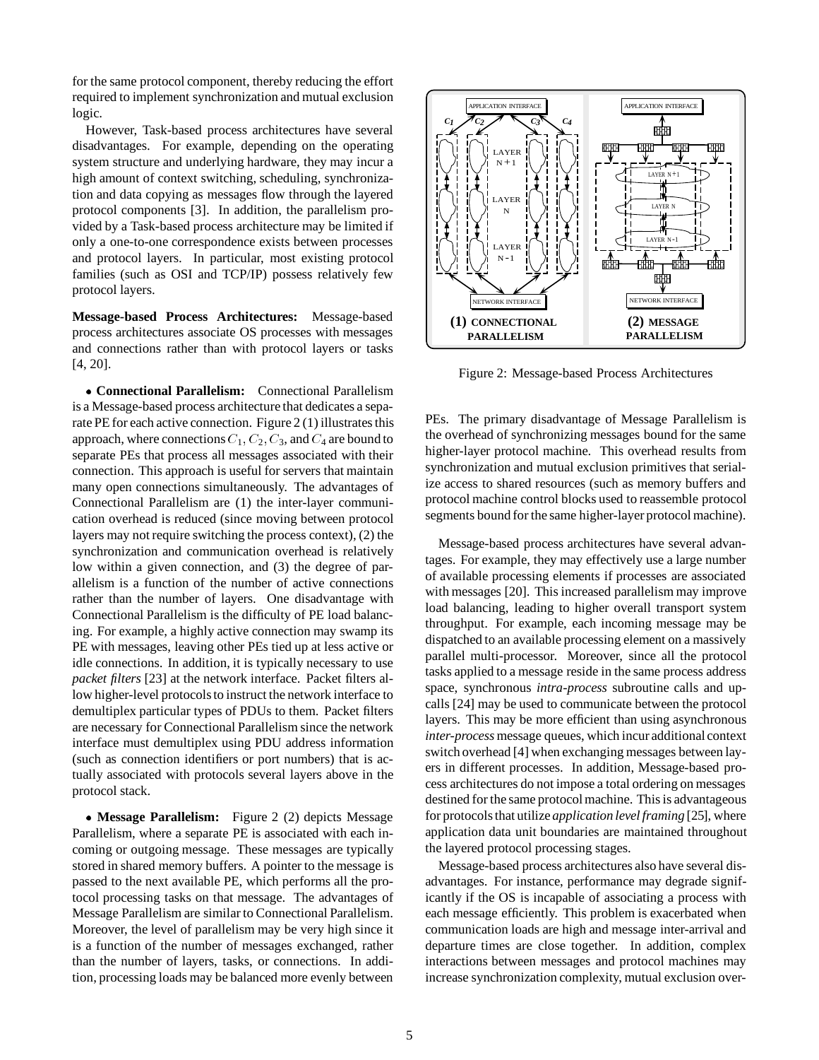for the same protocol component, thereby reducing the effort required to implement synchronization and mutual exclusion logic.

However, Task-based process architectures have several disadvantages. For example, depending on the operating system structure and underlying hardware, they may incur a high amount of context switching, scheduling, synchronization and data copying as messages flow through the layered protocol components [3]. In addition, the parallelism provided by a Task-based process architecture may be limited if only a one-to-one correspondence exists between processes and protocol layers. In particular, most existing protocol families (such as OSI and TCP/IP) possess relatively few protocol layers.

**Message-based Process Architectures:** Message-based process architectures associate OS processes with messages and connections rather than with protocol layers or tasks [4, 20].

- **Connectional Parallelism:** Connectional Parallelism is a Message-based process architecture that dedicates a separate PE for each active connection. Figure 2 (1) illustrates this approach, where connections $C_1, C_2, C_3$, and $C_4$ are bound to separate PEs that process all messages associated with their connection. This approach is useful for servers that maintain many open connections simultaneously. The advantages of Connectional Parallelism are (1) the inter-layer communication overhead is reduced (since moving between protocol layers may not require switching the process context), (2) the synchronization and communication overhead is relatively low within a given connection, and (3) the degree of parallelism is a function of the number of active connections rather than the number of layers. One disadvantage with Connectional Parallelism is the difficulty of PE load balancing. For example, a highly active connection may swamp its PE with messages, leaving other PEs tied up at less active or idle connections. In addition, it is typically necessary to use *packet filters* [23] at the network interface. Packet filters allow higher-level protocols to instruct the network interface to demultiplex particular types of PDUs to them. Packet filters are necessary for Connectional Parallelism since the network interface must demultiplex using PDU address information (such as connection identifiers or port numbers) that is actually associated with protocols several layers above in the protocol stack.

- **Message Parallelism:** Figure 2 (2) depicts Message Parallelism, where a separate PE is associated with each incoming or outgoing message. These messages are typically stored in shared memory buffers. A pointer to the message is passed to the next available PE, which performs all the protocol processing tasks on that message. The advantages of Message Parallelism are similar to Connectional Parallelism. Moreover, the level of parallelism may be very high since it is a function of the number of messages exchanged, rather than the number of layers, tasks, or connections. In addition, processing loads may be balanced more evenly between PEs. The primary disadvantage of Message Parallelism is the overhead of synchronizing messages bound for the same higher-layer protocol machine. This overhead results from synchronization and mutual exclusion primitives that serialize access to shared resources (such as memory buffers and protocol machine control blocks used to reassemble protocol segments bound for the same higher-layer protocol machine).

Figure 2: Message-based Process Architectures

Message-based process architectures have several advantages. For example, they may effectively use a large number of available processing elements if processes are associated with messages [20]. This increased parallelism may improve load balancing, leading to higher overall transport system throughput. For example, each incoming message may be dispatched to an available processing element on a massively parallel multi-processor. Moreover, since all the protocol tasks applied to a message reside in the same process address space, synchronous *intra-process* subroutine calls and upcalls [24] may be used to communicate between the protocol layers. This may be more efficient than using asynchronous *inter-process* message queues, which incur additional context switch overhead [4] when exchanging messages between layers in different processes. In addition, Message-based process architectures do not impose a total ordering on messages destined for the same protocol machine. This is advantageous for protocols that utilize *application level framing* [25], where application data unit boundaries are maintained throughout the layered protocol processing stages.

Message-based process architectures also have several disadvantages. For instance, performance may degrade significantly if the OS is incapable of associating a process with each message efficiently. This problem is exacerbated when communication loads are high and message inter-arrival and departure times are close together. In addition, complex interactions between messages and protocol machines may increase synchronization complexity, mutual exclusion over-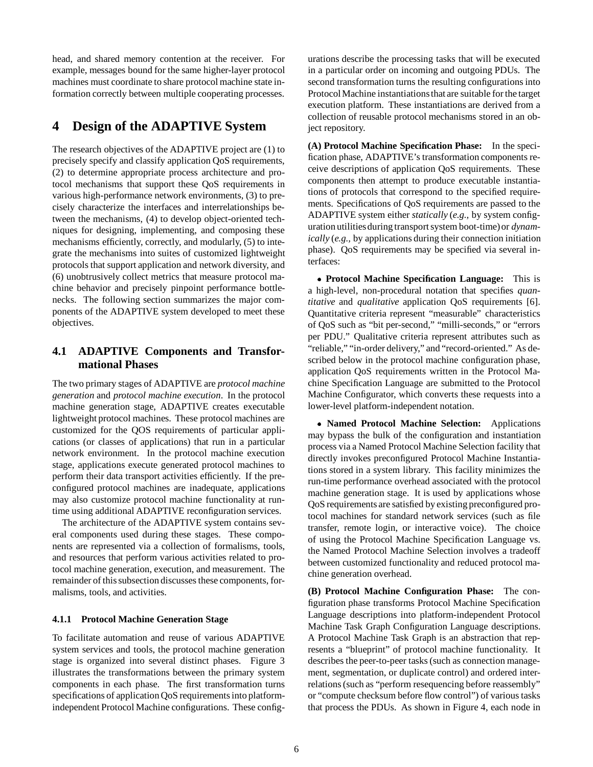head, and shared memory contention at the receiver. For example, messages bound for the same higher-layer protocol machines must coordinate to share protocol machine state information correctly between multiple cooperating processes.

# 4 Design of the ADAPTIVE System

The research objectives of the ADAPTIVE project are (1) to precisely specify and classify application QoS requirements, (2) to determine appropriate process architecture and protocol mechanisms that support these QoS requirements in various high-performance network environments, (3) to precisely characterize the interfaces and interrelationships between the mechanisms, (4) to develop object-oriented techniques for designing, implementing, and composing these mechanisms efficiently, correctly, and modularly, (5) to integrate the mechanisms into suites of customized lightweight protocols that support application and network diversity, and (6) unobtrusively collect metrics that measure protocol machine behavior and precisely pinpoint performance bottlenecks. The following section summarizes the major components of the ADAPTIVE system developed to meet these objectives.

## 4.1 ADAPTIVE Components and Transformational Phases

The two primary stages of ADAPTIVE are *protocol machine generation* and *protocol machine execution*. In the protocol machine generation stage, ADAPTIVE creates executable lightweight protocol machines. These protocol machines are customized for the QOS requirements of particular applications (or classes of applications) that run in a particular network environment. In the protocol machine execution stage, applications execute generated protocol machines to perform their data transport activities efficiently. If the preconfigured protocol machines are inadequate, applications may also customize protocol machine functionality at run-time using additional ADAPTIVE reconfiguration services.

The architecture of the ADAPTIVE system contains several components used during these stages. These components are represented via a collection of formalisms, tools, and resources that perform various activities related to protocol machine generation, execution, and measurement. The remainder of this subsection discusses these components, formalisms, tools, and activities.

### 4.1.1 Protocol Machine Generation Stage

To facilitate automation and reuse of various ADAPTIVE system services and tools, the protocol machine generation stage is organized into several distinct phases. Figure 3 illustrates the transformations between the primary system components in each phase. The first transformation turns specifications of application QoS requirements into platform-independent Protocol Machine configurations. These configurations describe the processing tasks that will be executed in a particular order on incoming and outgoing PDUs. The second transformation turns the resulting configurations into Protocol Machine instantiations that are suitable for the target execution platform. These instantiations are derived from a collection of reusable protocol mechanisms stored in an object repository.

**(A) Protocol Machine Specification Phase:** In the specification phase, ADAPTIVE's transformation components receive descriptions of application QoS requirements. These components then attempt to produce executable instantiations of protocols that correspond to the specified requirements. Specifications of QoS requirements are passed to the ADAPTIVE system either *statically* (*e.g.,* by system configuration utilities during transport system boot-time) or *dynamically* (*e.g.,* by applications during their connection initiation phase). QoS requirements may be specified via several interfaces:

- **Protocol Machine Specification Language:** This is a high-level, non-procedural notation that specifies *quantitative* and *qualitative* application QoS requirements [6]. Quantitative criteria represent "measurable" characteristics of QoS such as "bit per-second," "milli-seconds," or "errors per PDU." Qualitative criteria represent attributes such as "reliable," "in-order delivery," and "record-oriented." As described below in the protocol machine configuration phase, application QoS requirements written in the Protocol Machine Specification Language are submitted to the Protocol Machine Configurator, which converts these requests into a lower-level platform-independent notation.

- **Named Protocol Machine Selection:** Applications may bypass the bulk of the configuration and instantiation process via a Named Protocol Machine Selection facility that directly invokes preconfigured Protocol Machine Instantiations stored in a system library. This facility minimizes the run-time performance overhead associated with the protocol machine generation stage. It is used by applications whose QoS requirements are satisfied by existing preconfigured protocol machines for standard network services (such as file transfer, remote login, or interactive voice). The choice of using the Protocol Machine Specification Language vs. the Named Protocol Machine Selection involves a tradeoff between customized functionality and reduced protocol machine generation overhead.

**(B) Protocol Machine Configuration Phase:** The configuration phase transforms Protocol Machine Specification Language descriptions into platform-independent Protocol Machine Task Graph Configuration Language descriptions. A Protocol Machine Task Graph is an abstraction that represents a "blueprint" of protocol machine functionality. It describes the peer-to-peer tasks (such as connection management, segmentation, or duplicate control) and ordered interrelations (such as "perform resequencing before reassembly" or "compute checksum before flow control") of various tasks that process the PDUs. As shown in Figure 4, each node in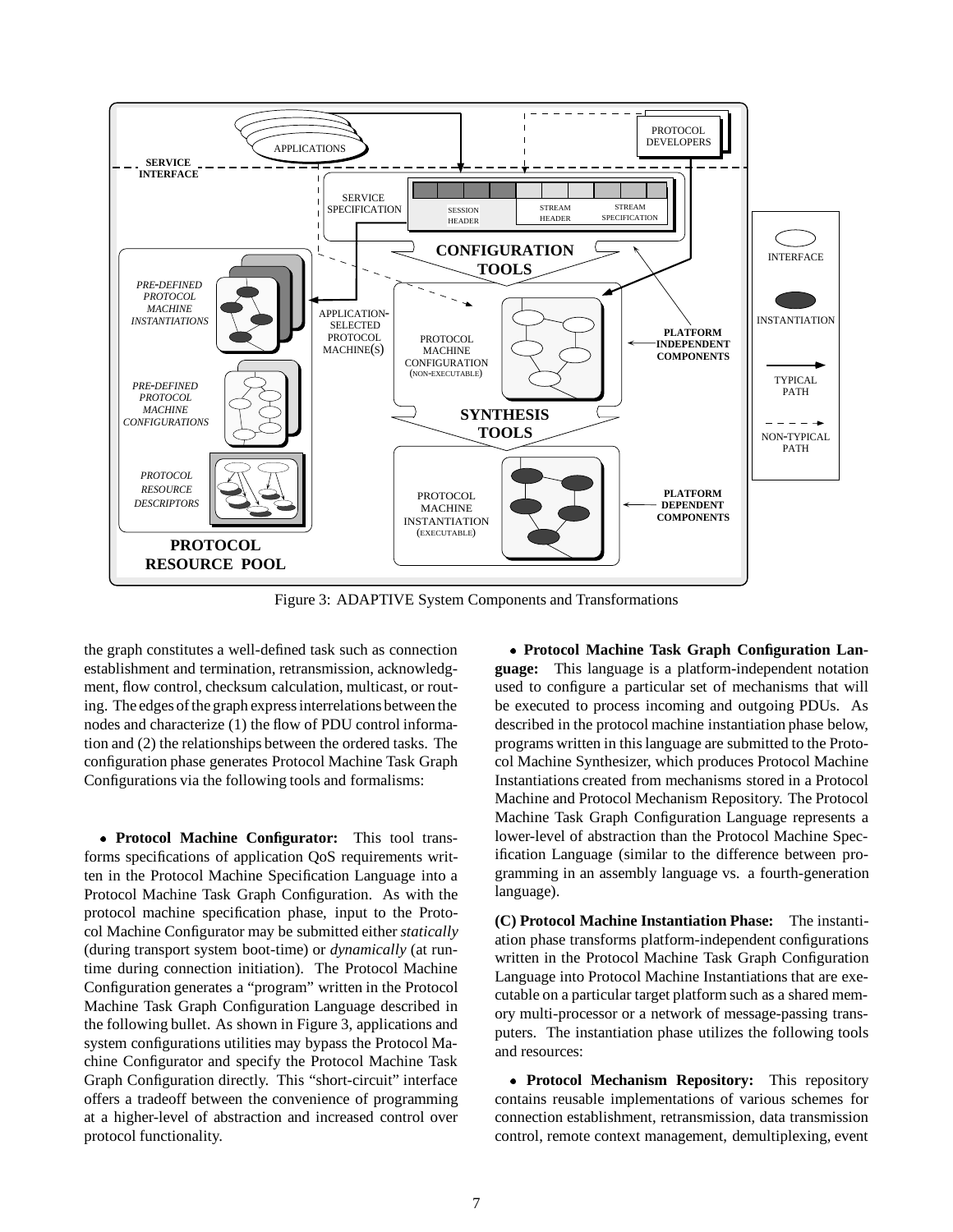Figure 3: ADAPTIVE System Components and Transformations

the graph constitutes a well-defined task such as connection establishment and termination, retransmission, acknowledgment, flow control, checksum calculation, multicast, or routing. The edges of the graph express interrelations between the nodes and characterize (1) the flow of PDU control information and (2) the relationships between the ordered tasks. The configuration phase generates Protocol Machine Task Graph Configurations via the following tools and formalisms:

- **Protocol Machine Configurator:** This tool transforms specifications of application QoS requirements written in the Protocol Machine Specification Language into a Protocol Machine Task Graph Configuration. As with the protocol machine specification phase, input to the Protocol Machine Configurator may be submitted either *statically* (during transport system boot-time) or *dynamically* (at runtime during connection initiation). The Protocol Machine Configuration generates a "program" written in the Protocol Machine Task Graph Configuration Language described in the following bullet. As shown in Figure 3, applications and system configurations utilities may bypass the Protocol Machine Configurator and specify the Protocol Machine Task Graph Configuration directly. This "short-circuit" interface offers a tradeoff between the convenience of programming at a higher-level of abstraction and increased control over protocol functionality.

- **Protocol Machine Task Graph Configuration Language:** This language is a platform-independent notation used to configure a particular set of mechanisms that will be executed to process incoming and outgoing PDUs. As described in the protocol machine instantiation phase below, programs written in this language are submitted to the Protocol Machine Synthesizer, which produces Protocol Machine Instantiations created from mechanisms stored in a Protocol Machine and Protocol Mechanism Repository. The Protocol Machine Task Graph Configuration Language represents a lower-level of abstraction than the Protocol Machine Specification Language (similar to the difference between programming in an assembly language vs. a fourth-generation language).

**(C) Protocol Machine Instantiation Phase:** The instantiation phase transforms platform-independent configurations written in the Protocol Machine Task Graph Configuration Language into Protocol Machine Instantiations that are executable on a particular target platform such as a shared memory multi-processor or a network of message-passing transputers. The instantiation phase utilizes the following tools and resources:

- **Protocol Mechanism Repository:** This repository contains reusable implementations of various schemes for connection establishment, retransmission, data transmission control, remote context management, demultiplexing, event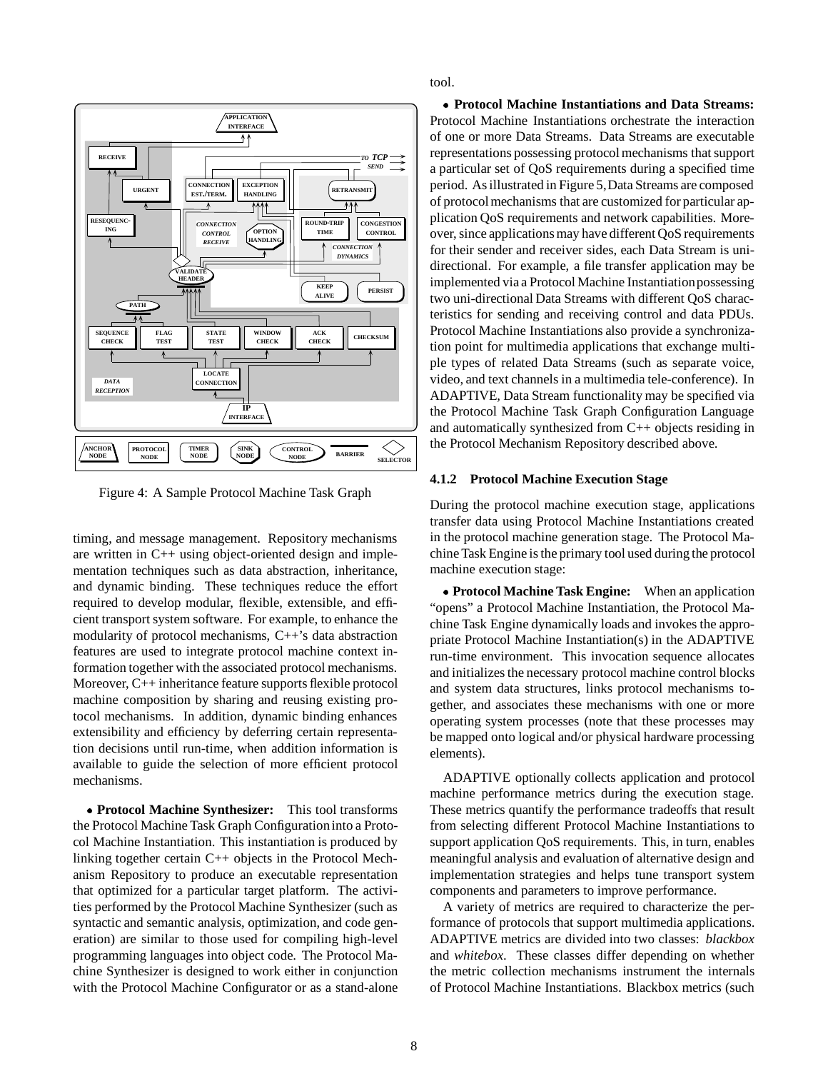Figure 4: A Sample Protocol Machine Task Graph

timing, and message management. Repository mechanisms are written in C++ using object-oriented design and implementation techniques such as data abstraction, inheritance, and dynamic binding. These techniques reduce the effort required to develop modular, flexible, extensible, and efficient transport system software. For example, to enhance the modularity of protocol mechanisms, C++'s data abstraction features are used to integrate protocol machine context information together with the associated protocol mechanisms. Moreover, C++ inheritance feature supports flexible protocol machine composition by sharing and reusing existing protocol mechanisms. In addition, dynamic binding enhances extensibility and efficiency by deferring certain representation decisions until run-time, when addition information is available to guide the selection of more efficient protocol mechanisms.

• **Protocol Machine Synthesizer:** This tool transforms the Protocol Machine Task Graph Configuration into a Protocol Machine Instantiation. This instantiation is produced by linking together certain C++ objects in the Protocol Mechanism Repository to produce an executable representation that optimized for a particular target platform. The activities performed by the Protocol Machine Synthesizer (such as syntactic and semantic analysis, optimization, and code generation) are similar to those used for compiling high-level programming languages into object code. The Protocol Machine Synthesizer is designed to work either in conjunction with the Protocol Machine Configurator or as a stand-alone tool.

• **Protocol Machine Instantiations and Data Streams:** Protocol Machine Instantiations orchestrate the interaction of one or more Data Streams. Data Streams are executable representations possessing protocol mechanisms that support a particular set of QoS requirements during a specified time period. As illustrated in Figure 5, Data Streams are composed of protocol mechanisms that are customized for particular application QoS requirements and network capabilities. Moreover, since applications may have different QoS requirements for their sender and receiver sides, each Data Stream is unidirectional. For example, a file transfer application may be implemented via a Protocol Machine Instantiation possessing two uni-directional Data Streams with different QoS characteristics for sending and receiving control and data PDUs. Protocol Machine Instantiations also provide a synchronization point for multimedia applications that exchange multiple types of related Data Streams (such as separate voice, video, and text channels in a multimedia tele-conference). In ADAPTIVE, Data Stream functionality may be specified via the Protocol Machine Task Graph Configuration Language and automatically synthesized from C++ objects residing in the Protocol Mechanism Repository described above.

#### 4.1.2 Protocol Machine Execution Stage

During the protocol machine execution stage, applications transfer data using Protocol Machine Instantiations created in the protocol machine generation stage. The Protocol Machine Task Engine is the primary tool used during the protocol machine execution stage:

• **Protocol Machine Task Engine:** When an application "opens" a Protocol Machine Instantiation, the Protocol Machine Task Engine dynamically loads and invokes the appropriate Protocol Machine Instantiation(s) in the ADAPTIVE run-time environment. This invocation sequence allocates and initializes the necessary protocol machine control blocks and system data structures, links protocol mechanisms together, and associates these mechanisms with one or more operating system processes (note that these processes may be mapped onto logical and/or physical hardware processing elements).

ADAPTIVE optionally collects application and protocol machine performance metrics during the execution stage. These metrics quantify the performance tradeoffs that result from selecting different Protocol Machine Instantiations to support application QoS requirements. This, in turn, enables meaningful analysis and evaluation of alternative design and implementation strategies and helps tune transport system components and parameters to improve performance.

A variety of metrics are required to characterize the performance of protocols that support multimedia applications. ADAPTIVE metrics are divided into two classes: *blackbox* and *whitebox*. These classes differ depending on whether the metric collection mechanisms instrument the internals of Protocol Machine Instantiations. Blackbox metrics (such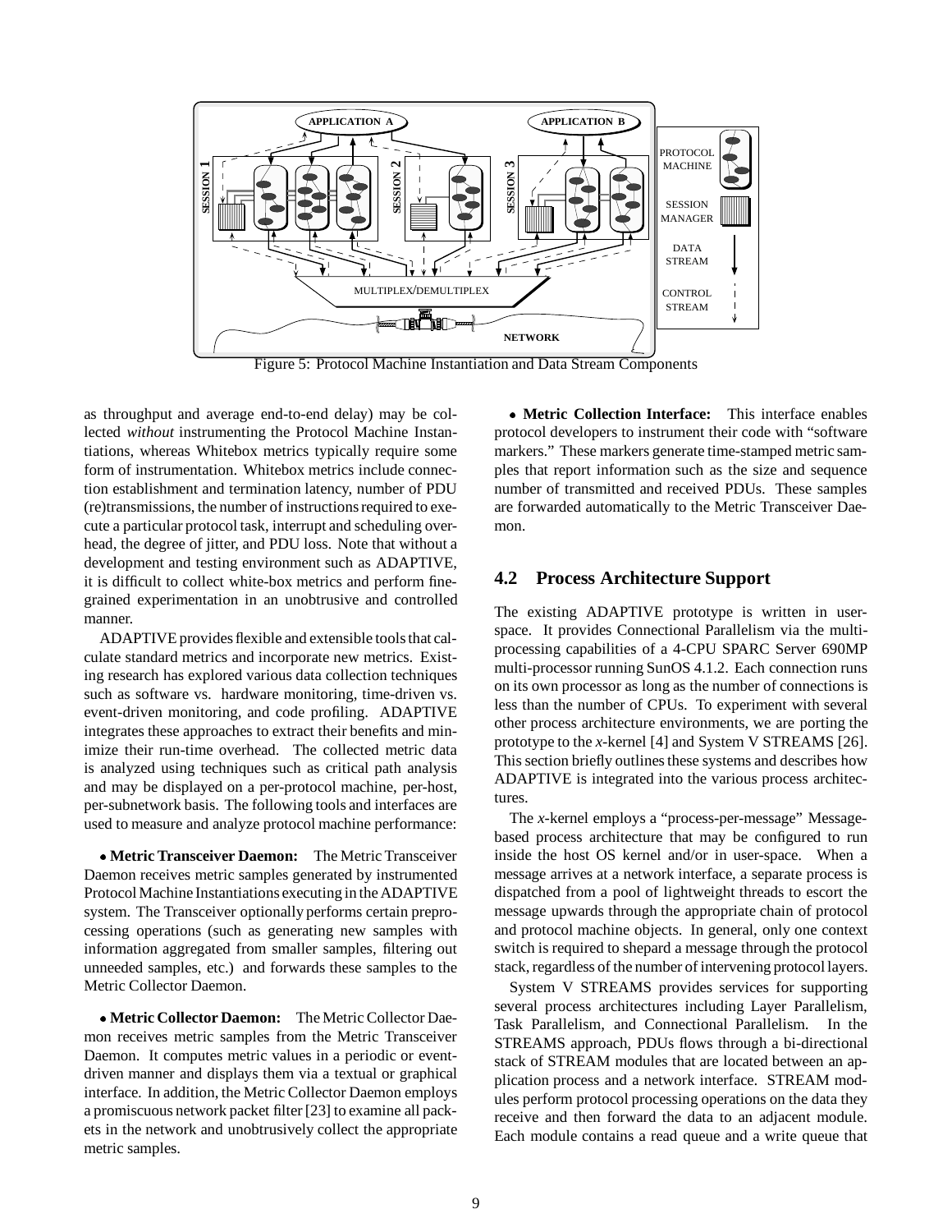Figure 5: Protocol Machine Instantiation and Data Stream Components

as throughput and average end-to-end delay) may be collected *without* instrumenting the Protocol Machine Instantiations, whereas Whitebox metrics typically require some form of instrumentation. Whitebox metrics include connection establishment and termination latency, number of PDU (re)transmissions, the number of instructions required to execute a particular protocol task, interrupt and scheduling overhead, the degree of jitter, and PDU loss. Note that without a development and testing environment such as ADAPTIVE, it is difficult to collect white-box metrics and perform fine-grained experimentation in an unobtrusive and controlled manner.

ADAPTIVE provides flexible and extensible tools that calculate standard metrics and incorporate new metrics. Existing research has explored various data collection techniques such as software vs. hardware monitoring, time-driven vs. event-driven monitoring, and code profiling. ADAPTIVE integrates these approaches to extract their benefits and minimize their run-time overhead. The collected metric data is analyzed using techniques such as critical path analysis and may be displayed on a per-protocol machine, per-host, per-subnetwork basis. The following tools and interfaces are used to measure and analyze protocol machine performance:

- **Metric Transceiver Daemon:** The Metric Transceiver Daemon receives metric samples generated by instrumented Protocol Machine Instantiations executing in the ADAPTIVE system. The Transceiver optionally performs certain preprocessing operations (such as generating new samples with information aggregated from smaller samples, filtering out unneeded samples, etc.) and forwards these samples to the Metric Collector Daemon.

- **Metric Collector Daemon:** The Metric Collector Daemon receives metric samples from the Metric Transceiver Daemon. It computes metric values in a periodic or event-driven manner and displays them via a textual or graphical interface. In addition, the Metric Collector Daemon employs a promiscuous network packet filter [23] to examine all packets in the network and unobtrusively collect the appropriate metric samples.

- **Metric Collection Interface:** This interface enables protocol developers to instrument their code with "software markers." These markers generate time-stamped metric samples that report information such as the size and sequence number of transmitted and received PDUs. These samples are forwarded automatically to the Metric Transceiver Daemon.

## 4.2 Process Architecture Support

The existing ADAPTIVE prototype is written in user-space. It provides Connectional Parallelism via the multiprocessing capabilities of a 4-CPU SPARC Server 690MP multi-processor running SunOS 4.1.2. Each connection runs on its own processor as long as the number of connections is less than the number of CPUs. To experiment with several other process architecture environments, we are porting the prototype to the *x*-kernel [4] and System V STREAMS [26]. This section briefly outlines these systems and describes how ADAPTIVE is integrated into the various process architectures.

The *x*-kernel employs a "process-per-message" Message-based process architecture that may be configured to run inside the host OS kernel and/or in user-space. When a message arrives at a network interface, a separate process is dispatched from a pool of lightweight threads to escort the message upwards through the appropriate chain of protocol and protocol machine objects. In general, only one context switch is required to shepard a message through the protocol stack, regardless of the number of intervening protocol layers.

System V STREAMS provides services for supporting several process architectures including Layer Parallelism, Task Parallelism, and Connectional Parallelism. In the STREAMS approach, PDUs flows through a bi-directional stack of STREAM modules that are located between an application process and a network interface. STREAM modules perform protocol processing operations on the data they receive and then forward the data to an adjacent module. Each module contains a read queue and a write queue that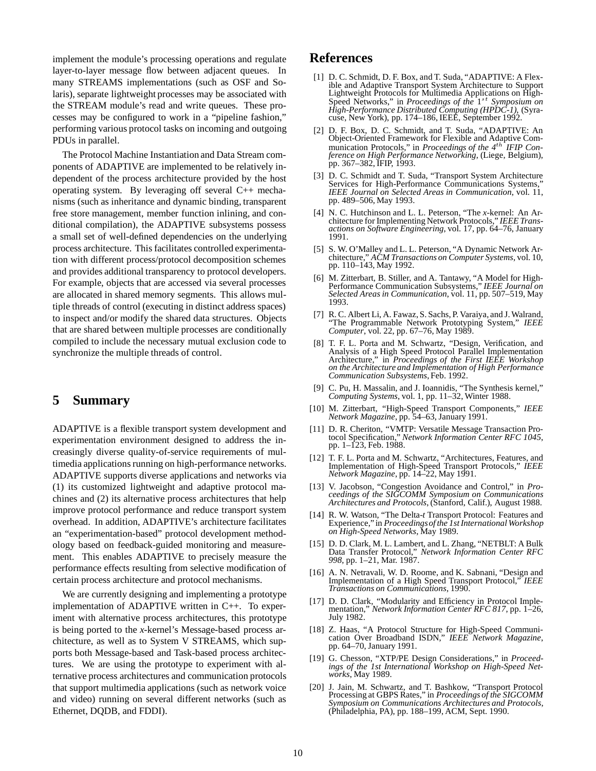implement the module's processing operations and regulate layer-to-layer message flow between adjacent queues. In many STREAMS implementations (such as OSF and Solaris), separate lightweight processes may be associated with the STREAM module's read and write queues. These processes may be configured to work in a "pipeline fashion," performing various protocol tasks on incoming and outgoing PDUs in parallel.

The Protocol Machine Instantiation and Data Stream components of ADAPTIVE are implemented to be relatively independent of the process architecture provided by the host operating system. By leveraging off several C++ mechanisms (such as inheritance and dynamic binding, transparent free store management, member function inlining, and conditional compilation), the ADAPTIVE subsystems possess a small set of well-defined dependencies on the underlying process architecture. This facilitates controlled experimentation with different process/protocol decomposition schemes and provides additional transparency to protocol developers. For example, objects that are accessed via several processes are allocated in shared memory segments. This allows multiple threads of control (executing in distinct address spaces) to inspect and/or modify the shared data structures. Objects that are shared between multiple processes are conditionally compiled to include the necessary mutual exclusion code to synchronize the multiple threads of control.

# 5 Summary

ADAPTIVE is a flexible transport system development and experimentation environment designed to address the increasingly diverse quality-of-service requirements of multimedia applications running on high-performance networks. ADAPTIVE supports diverse applications and networks via (1) its customized lightweight and adaptive protocol machines and (2) its alternative process architectures that help improve protocol performance and reduce transport system overhead. In addition, ADAPTIVE's architecture facilitates an "experimentation-based" protocol development methodology based on feedback-guided monitoring and measurement. This enables ADAPTIVE to precisely measure the performance effects resulting from selective modification of certain process architecture and protocol mechanisms.

We are currently designing and implementing a prototype implementation of ADAPTIVE written in C++. To experiment with alternative process architectures, this prototype is being ported to the *x*-kernel's Message-based process architecture, as well as to System V STREAMS, which supports both Message-based and Task-based process architectures. We are using the prototype to experiment with alternative process architectures and communication protocols that support multimedia applications (such as network voice and video) running on several different networks (such as Ethernet, DQDB, and FDDI).

# References

[1] D. C. Schmidt, D. F. Box, and T. Suda, "ADAPTIVE: A Flexible and Adaptive Transport System Architecture to Support Lightweight Protocols for Multimedia Applications on High-Speed Networks," in *Proceedings of the* $1^{st}$ *Symposium on High-Performance Distributed Computing (HPDC-1)*, (Syracuse, New York), pp. 174–186, IEEE, September 1992.

[2] D. F. Box, D. C. Schmidt, and T. Suda, "ADAPTIVE: An Object-Oriented Framework for Flexible and Adaptive Communication Protocols," in *Proceedings of the* $4^{th}$ *IFIP Conference on High Performance Networking*, (Liege, Belgium), pp. 367–382, IFIP, 1993.

[3] D. C. Schmidt and T. Suda, "Transport System Architecture Services for High-Performance Communications Systems," *IEEE Journal on Selected Areas in Communication*, vol. 11, pp. 489–506, May 1993.

[4] N. C. Hutchinson and L. L. Peterson, "The *x*-kernel: An Architecture for Implementing Network Protocols," *IEEE Transactions on Software Engineering*, vol. 17, pp. 64–76, January 1991.

[5] S. W. O'Malley and L. L. Peterson, "A Dynamic Network Architecture," *ACM Transactions on Computer Systems*, vol. 10, pp. 110–143, May 1992.

[6] M. Zitterbart, B. Stiller, and A. Tantawy, "A Model for High-Performance Communication Subsystems," *IEEE Journal on Selected Areas in Communication*, vol. 11, pp. 507–519, May 1993.

[7] R. C. Albert Li, A. Fawaz, S. Sachs, P. Varaiya, and J. Walrand, "The Programmable Network Prototyping System," *IEEE Computer*, vol. 22, pp. 67–76, May 1989.

[8] T. F. L. Porta and M. Schwartz, "Design, Verification, and Analysis of a High Speed Protocol Parallel Implementation Architecture," in *Proceedings of the First IEEE Workshop on the Architecture and Implementation of High Performance Communication Subsystems*, Feb. 1992.

[9] C. Pu, H. Massalin, and J. Ioannidis, "The Synthesis kernel," *Computing Systems*, vol. 1, pp. 11–32, Winter 1988.

[10] M. Zitterbart, "High-Speed Transport Components," *IEEE Network Magazine*, pp. 54–63, January 1991.

[11] D. R. Cheriton, "VMTP: Versatile Message Transaction Protocol Specification," *Network Information Center RFC 1045*, pp. 1–123, Feb. 1988.

[12] T. F. L. Porta and M. Schwartz, "Architectures, Features, and Implementation of High-Speed Transport Protocols," *IEEE Network Magazine*, pp. 14–22, May 1991.

[13] V. Jacobson, "Congestion Avoidance and Control," in *Proceedings of the SIGCOMM Symposium on Communications Architectures and Protocols*, (Stanford, Calif.), August 1988.

[14] R. W. Watson, "The Delta-*t* Transport Protocol: Features and Experience," in *Proceedings of the 1st International Workshop on High-Speed Networks*, May 1989.

[15] D. D. Clark, M. L. Lambert, and L. Zhang, "NETBLT: A Bulk Data Transfer Protocol," *Network Information Center RFC 998*, pp. 1–21, Mar. 1987.

[16] A. N. Netravali, W. D. Roome, and K. Sabnani, "Design and Implementation of a High Speed Transport Protocol," *IEEE Transactions on Communications*, 1990.

[17] D. D. Clark, "Modularity and Efficiency in Protocol Implementation," *Network Information Center RFC 817*, pp. 1–26, July 1982.

[18] Z. Haas, "A Protocol Structure for High-Speed Communication Over Broadband ISDN," *IEEE Network Magazine*, pp. 64–70, January 1991.

[19] G. Chesson, "XTP/PE Design Considerations," in *Proceedings of the 1st International Workshop on High-Speed Networks*, May 1989.

[20] J. Jain, M. Schwartz, and T. Bashkow, "Transport Protocol Processing at GBPS Rates," in *Proceedings of the SIGCOMM Symposium on Communications Architectures and Protocols*, (Philadelphia, PA), pp. 188–199, ACM, Sept. 1990.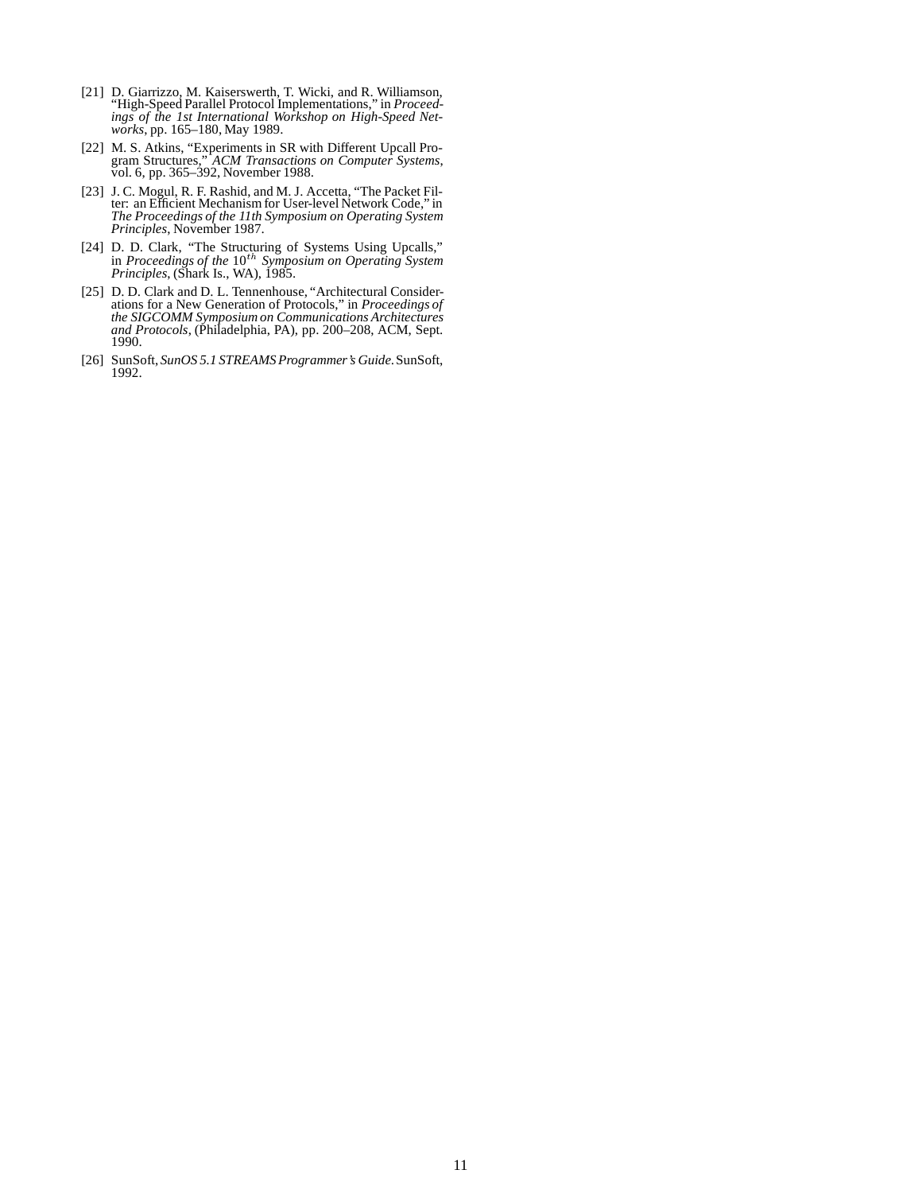[21] D. Giarrizzo, M. Kaiserswerth, T. Wicki, and R. Williamson, "High-Speed Parallel Protocol Implementations," in *Proceedings of the 1st International Workshop on High-Speed Networks*, pp. 165–180, May 1989.

[22] M. S. Atkins, "Experiments in SR with Different Upcall Program Structures," *ACM Transactions on Computer Systems*, vol. 6, pp. 365–392, November 1988.

[23] J. C. Mogul, R. F. Rashid, and M. J. Accetta, "The Packet Filter: an Efficient Mechanism for User-level Network Code," in *The Proceedings of the 11th Symposium on Operating System Principles*, November 1987.

[24] D. D. Clark, "The Structuring of Systems Using Upcalls," in *Proceedings of the* $10^{th}$ *Symposium on Operating System Principles*, (Shark Is., WA), 1985.

[25] D. D. Clark and D. L. Tennenhouse, "Architectural Considerations for a New Generation of Protocols," in *Proceedings of the SIGCOMM Symposium on Communications Architectures and Protocols*, (Philadelphia, PA), pp. 200–208, ACM, Sept. 1990.

[26] SunSoft, *SunOS 5.1 STREAMS Programmer's Guide*. SunSoft, 1992.